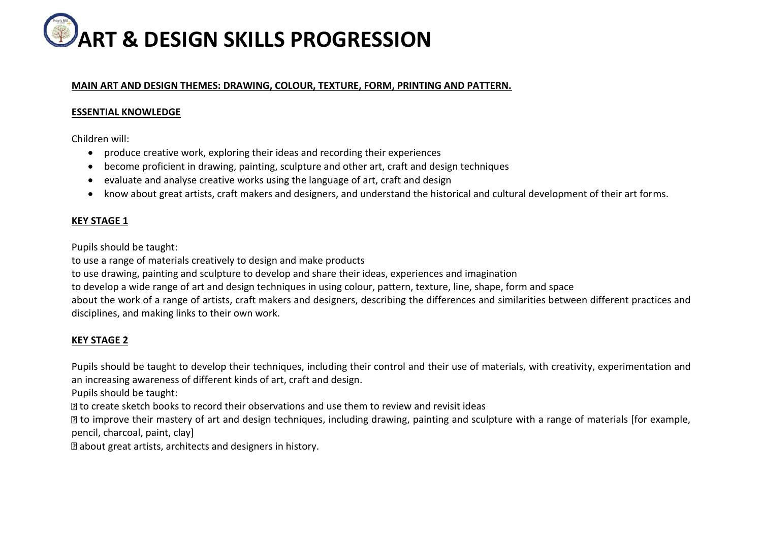# ART & DESIGN SKILLS PROGRESSION

**MAIN ART AND DESIGN THEMES: DRAWING, COLOUR, TEXTURE, FORM, PRINTING AND PATTERN.**

**ESSENTIAL KNOWLEDGE**

Children will:

- produce creative work, exploring their ideas and recording their experiences
- become proficient in drawing, painting, sculpture and other art, craft and design techniques
- evaluate and analyse creative works using the language of art, craft and design
- know about great artists, craft makers and designers, and understand the historical and cultural development of their art forms.

**KEY STAGE 1**

Pupils should be taught:

to use a range of materials creatively to design and make products

to use drawing, painting and sculpture to develop and share their ideas, experiences and imagination

to develop a wide range of art and design techniques in using colour, pattern, texture, line, shape, form and space

about the work of a range of artists, craft makers and designers, describing the differences and similarities between different practices and disciplines, and making links to their own work.

**KEY STAGE 2**

Pupils should be taught to develop their techniques, including their control and their use of materials, with creativity, experimentation and an increasing awareness of different kinds of art, craft and design.

Pupils should be taught:

- to create sketch books to record their observations and use them to review and revisit ideas
- to improve their mastery of art and design techniques, including drawing, painting and sculpture with a range of materials [for example, pencil, charcoal, paint, clay]
- about great artists, architects and designers in history.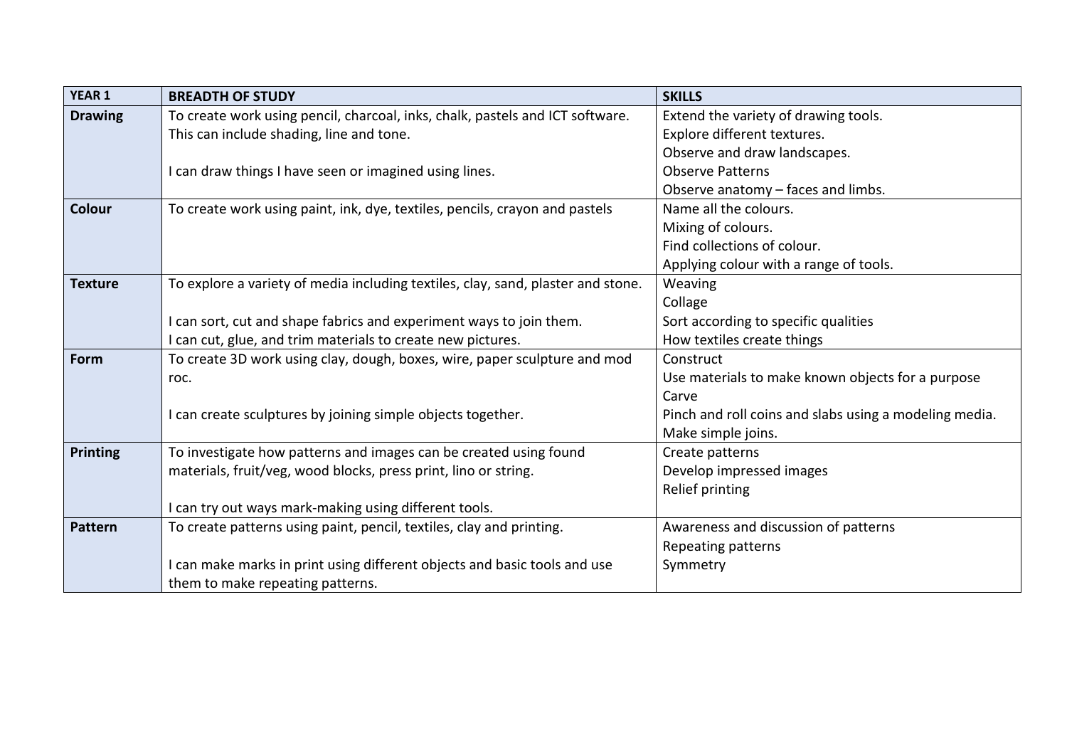| YEAR 1 | BREADTH OF STUDY | SKILLS |
|---|---|---|
| **Drawing** | To create work using pencil, charcoal, inks, chalk, pastels and ICT software. This can include shading, line and tone.<br><br>I can draw things I have seen or imagined using lines. | Extend the variety of drawing tools.<br>Explore different textures.<br>Observe and draw landscapes.<br>Observe Patterns<br>Observe anatomy – faces and limbs. |
| **Colour** | To create work using paint, ink, dye, textiles, pencils, crayon and pastels | Name all the colours.<br>Mixing of colours.<br>Find collections of colour.<br>Applying colour with a range of tools. |
| **Texture** | To explore a variety of media including textiles, clay, sand, plaster and stone.<br><br>I can sort, cut and shape fabrics and experiment ways to join them.<br>I can cut, glue, and trim materials to create new pictures. | Weaving<br>Collage<br>Sort according to specific qualities<br>How textiles create things |
| **Form** | To create 3D work using clay, dough, boxes, wire, paper sculpture and mod roc.<br><br>I can create sculptures by joining simple objects together. | Construct<br>Use materials to make known objects for a purpose<br>Carve<br>Pinch and roll coins and slabs using a modeling media.<br>Make simple joins. |
| **Printing** | To investigate how patterns and images can be created using found materials, fruit/veg, wood blocks, press print, lino or string.<br><br>I can try out ways mark-making using different tools. | Create patterns<br>Develop impressed images<br>Relief printing |
| **Pattern** | To create patterns using paint, pencil, textiles, clay and printing.<br><br>I can make marks in print using different objects and basic tools and use them to make repeating patterns. | Awareness and discussion of patterns<br>Repeating patterns<br>Symmetry |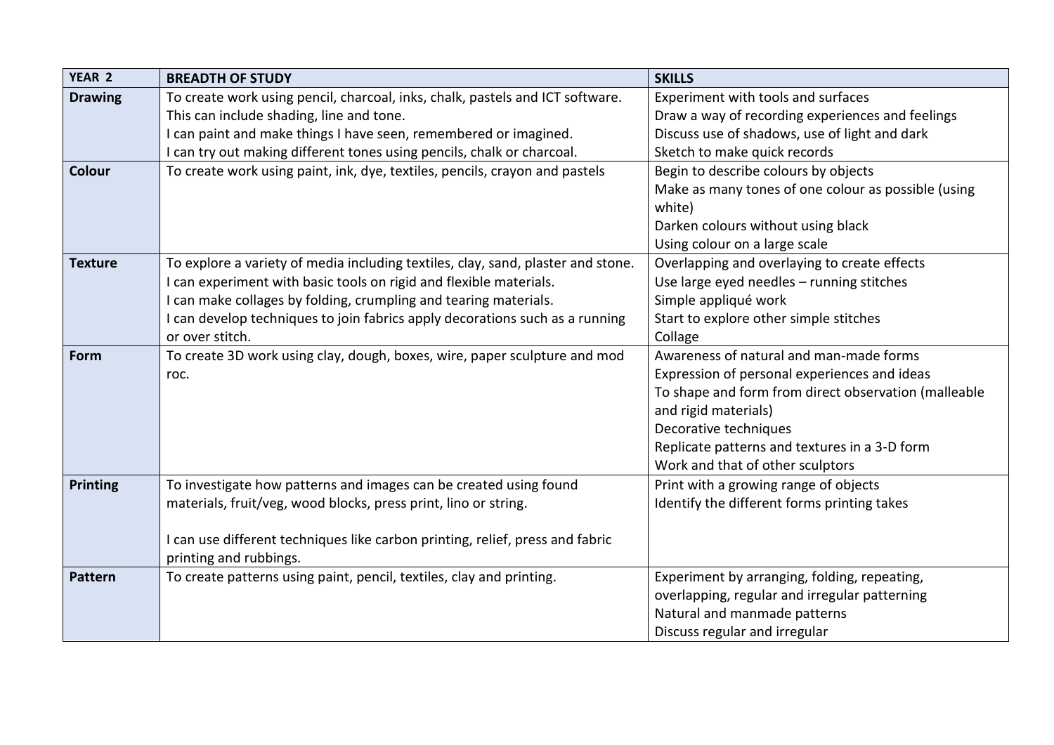| YEAR 2 | BREADTH OF STUDY | SKILLS |
|---|---|---|
| **Drawing** | To create work using pencil, charcoal, inks, chalk, pastels and ICT software.<br>This can include shading, line and tone.<br>I can paint and make things I have seen, remembered or imagined.<br>I can try out making different tones using pencils, chalk or charcoal. | Experiment with tools and surfaces<br>Draw a way of recording experiences and feelings<br>Discuss use of shadows, use of light and dark<br>Sketch to make quick records |
| **Colour** | To create work using paint, ink, dye, textiles, pencils, crayon and pastels | Begin to describe colours by objects<br>Make as many tones of one colour as possible (using white)<br>Darken colours without using black<br>Using colour on a large scale |
| **Texture** | To explore a variety of media including textiles, clay, sand, plaster and stone.<br>I can experiment with basic tools on rigid and flexible materials.<br>I can make collages by folding, crumpling and tearing materials.<br>I can develop techniques to join fabrics apply decorations such as a running or over stitch. | Overlapping and overlaying to create effects<br>Use large eyed needles – running stitches<br>Simple appliqué work<br>Start to explore other simple stitches<br>Collage |
| **Form** | To create 3D work using clay, dough, boxes, wire, paper sculpture and mod roc. | Awareness of natural and man-made forms<br>Expression of personal experiences and ideas<br>To shape and form from direct observation (malleable and rigid materials)<br>Decorative techniques<br>Replicate patterns and textures in a 3-D form<br>Work and that of other sculptors |
| **Printing** | To investigate how patterns and images can be created using found materials, fruit/veg, wood blocks, press print, lino or string.<br><br>I can use different techniques like carbon printing, relief, press and fabric printing and rubbings. | Print with a growing range of objects<br>Identify the different forms printing takes |
| **Pattern** | To create patterns using paint, pencil, textiles, clay and printing. | Experiment by arranging, folding, repeating, overlapping, regular and irregular patterning<br>Natural and manmade patterns<br>Discuss regular and irregular |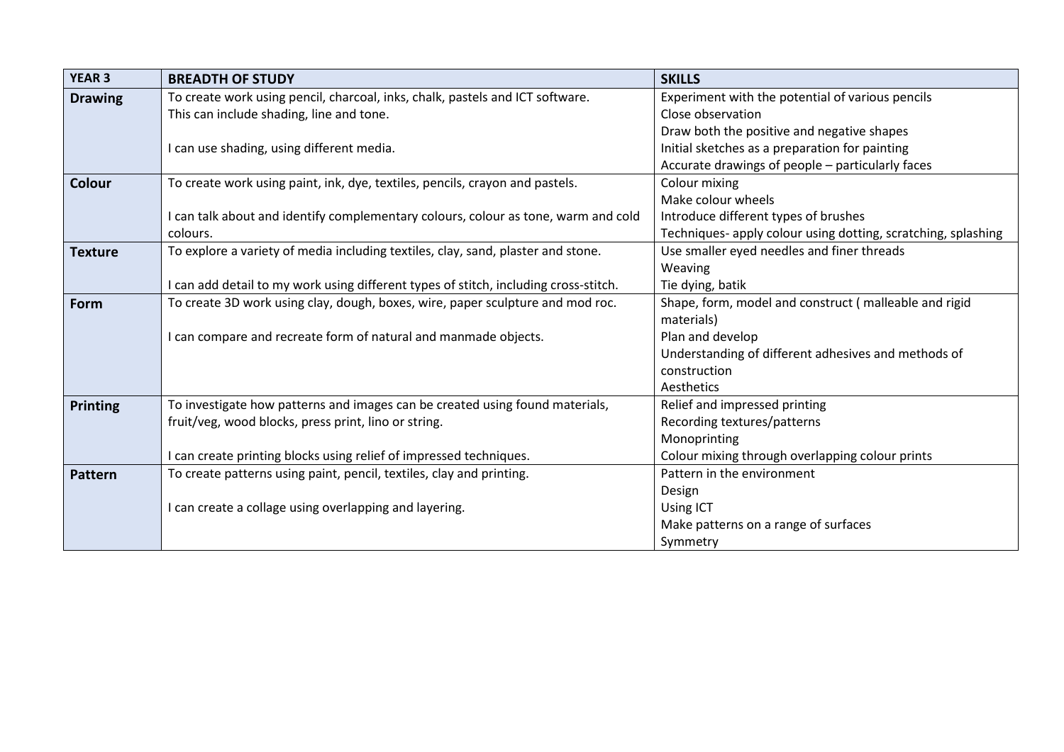| YEAR 3 | BREADTH OF STUDY | SKILLS |
|---|---|---|
| **Drawing** | To create work using pencil, charcoal, inks, chalk, pastels and ICT software.<br>This can include shading, line and tone.<br><br>I can use shading, using different media. | Experiment with the potential of various pencils<br>Close observation<br>Draw both the positive and negative shapes<br>Initial sketches as a preparation for painting<br>Accurate drawings of people – particularly faces |
| **Colour** | To create work using paint, ink, dye, textiles, pencils, crayon and pastels.<br><br>I can talk about and identify complementary colours, colour as tone, warm and cold colours. | Colour mixing<br>Make colour wheels<br>Introduce different types of brushes<br>Techniques- apply colour using dotting, scratching, splashing |
| **Texture** | To explore a variety of media including textiles, clay, sand, plaster and stone.<br><br>I can add detail to my work using different types of stitch, including cross-stitch. | Use smaller eyed needles and finer threads<br>Weaving<br>Tie dying, batik |
| **Form** | To create 3D work using clay, dough, boxes, wire, paper sculpture and mod roc.<br><br>I can compare and recreate form of natural and manmade objects. | Shape, form, model and construct ( malleable and rigid materials)<br>Plan and develop<br>Understanding of different adhesives and methods of construction<br>Aesthetics |
| **Printing** | To investigate how patterns and images can be created using found materials, fruit/veg, wood blocks, press print, lino or string.<br><br>I can create printing blocks using relief of impressed techniques. | Relief and impressed printing<br>Recording textures/patterns<br>Monoprinting<br>Colour mixing through overlapping colour prints |
| **Pattern** | To create patterns using paint, pencil, textiles, clay and printing.<br><br>I can create a collage using overlapping and layering. | Pattern in the environment<br>Design<br>Using ICT<br>Make patterns on a range of surfaces<br>Symmetry |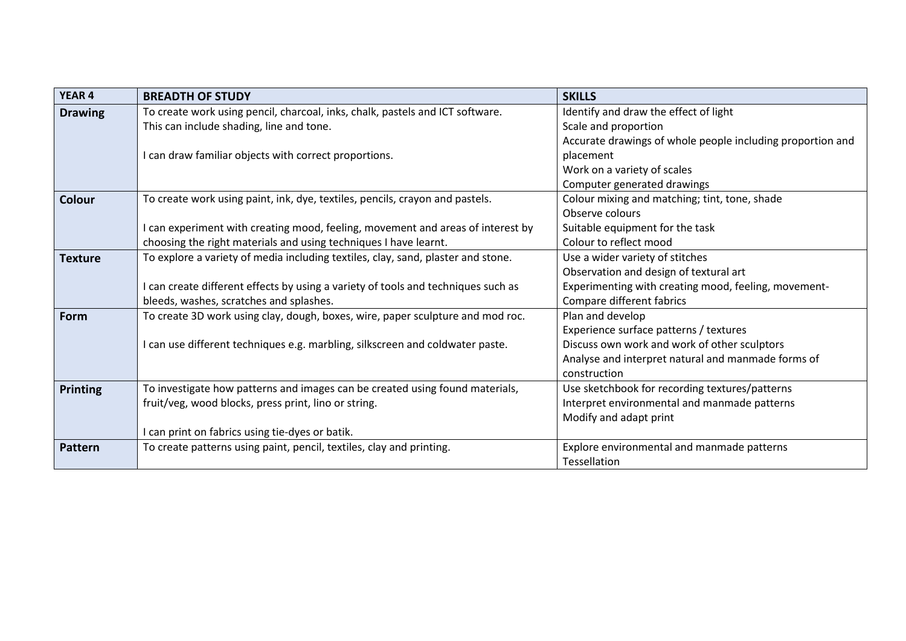| YEAR 4 | BREADTH OF STUDY | SKILLS |
| --- | --- | --- |
| **Drawing** | To create work using pencil, charcoal, inks, chalk, pastels and ICT software.<br>This can include shading, line and tone.<br><br>I can draw familiar objects with correct proportions. | Identify and draw the effect of light<br>Scale and proportion<br>Accurate drawings of whole people including proportion and placement<br>Work on a variety of scales<br>Computer generated drawings |
| **Colour** | To create work using paint, ink, dye, textiles, pencils, crayon and pastels.<br><br>I can experiment with creating mood, feeling, movement and areas of interest by choosing the right materials and using techniques I have learnt. | Colour mixing and matching; tint, tone, shade<br>Observe colours<br>Suitable equipment for the task<br>Colour to reflect mood |
| **Texture** | To explore a variety of media including textiles, clay, sand, plaster and stone.<br><br>I can create different effects by using a variety of tools and techniques such as bleeds, washes, scratches and splashes. | Use a wider variety of stitches<br>Observation and design of textural art<br>Experimenting with creating mood, feeling, movement-<br>Compare different fabrics |
| **Form** | To create 3D work using clay, dough, boxes, wire, paper sculpture and mod roc.<br><br>I can use different techniques e.g. marbling, silkscreen and coldwater paste. | Plan and develop<br>Experience surface patterns / textures<br>Discuss own work and work of other sculptors<br>Analyse and interpret natural and manmade forms of construction |
| **Printing** | To investigate how patterns and images can be created using found materials, fruit/veg, wood blocks, press print, lino or string.<br><br>I can print on fabrics using tie-dyes or batik. | Use sketchbook for recording textures/patterns<br>Interpret environmental and manmade patterns<br>Modify and adapt print |
| **Pattern** | To create patterns using paint, pencil, textiles, clay and printing. | Explore environmental and manmade patterns<br>Tessellation |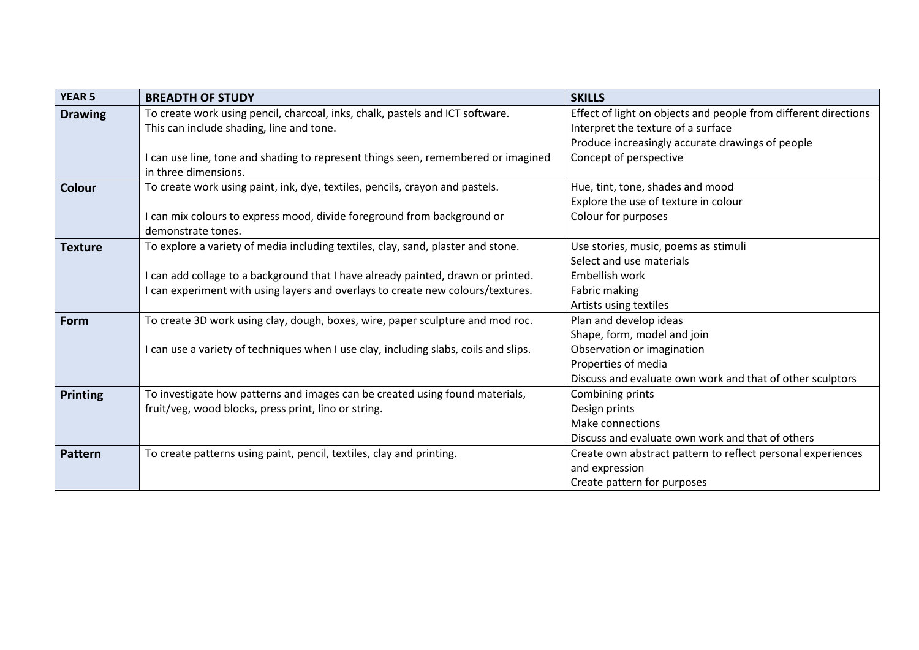| YEAR 5 | BREADTH OF STUDY | SKILLS |
|---|---|---|
| **Drawing** | To create work using pencil, charcoal, inks, chalk, pastels and ICT software.<br>This can include shading, line and tone.<br><br>I can use line, tone and shading to represent things seen, remembered or imagined in three dimensions. | Effect of light on objects and people from different directions<br>Interpret the texture of a surface<br>Produce increasingly accurate drawings of people<br>Concept of perspective |
| **Colour** | To create work using paint, ink, dye, textiles, pencils, crayon and pastels.<br><br>I can mix colours to express mood, divide foreground from background or demonstrate tones. | Hue, tint, tone, shades and mood<br>Explore the use of texture in colour<br>Colour for purposes |
| **Texture** | To explore a variety of media including textiles, clay, sand, plaster and stone.<br><br>I can add collage to a background that I have already painted, drawn or printed.<br>I can experiment with using layers and overlays to create new colours/textures. | Use stories, music, poems as stimuli<br>Select and use materials<br>Embellish work<br>Fabric making<br>Artists using textiles |
| **Form** | To create 3D work using clay, dough, boxes, wire, paper sculpture and mod roc.<br><br>I can use a variety of techniques when I use clay, including slabs, coils and slips. | Plan and develop ideas<br>Shape, form, model and join<br>Observation or imagination<br>Properties of media<br>Discuss and evaluate own work and that of other sculptors |
| **Printing** | To investigate how patterns and images can be created using found materials, fruit/veg, wood blocks, press print, lino or string. | Combining prints<br>Design prints<br>Make connections<br>Discuss and evaluate own work and that of others |
| **Pattern** | To create patterns using paint, pencil, textiles, clay and printing. | Create own abstract pattern to reflect personal experiences and expression<br>Create pattern for purposes |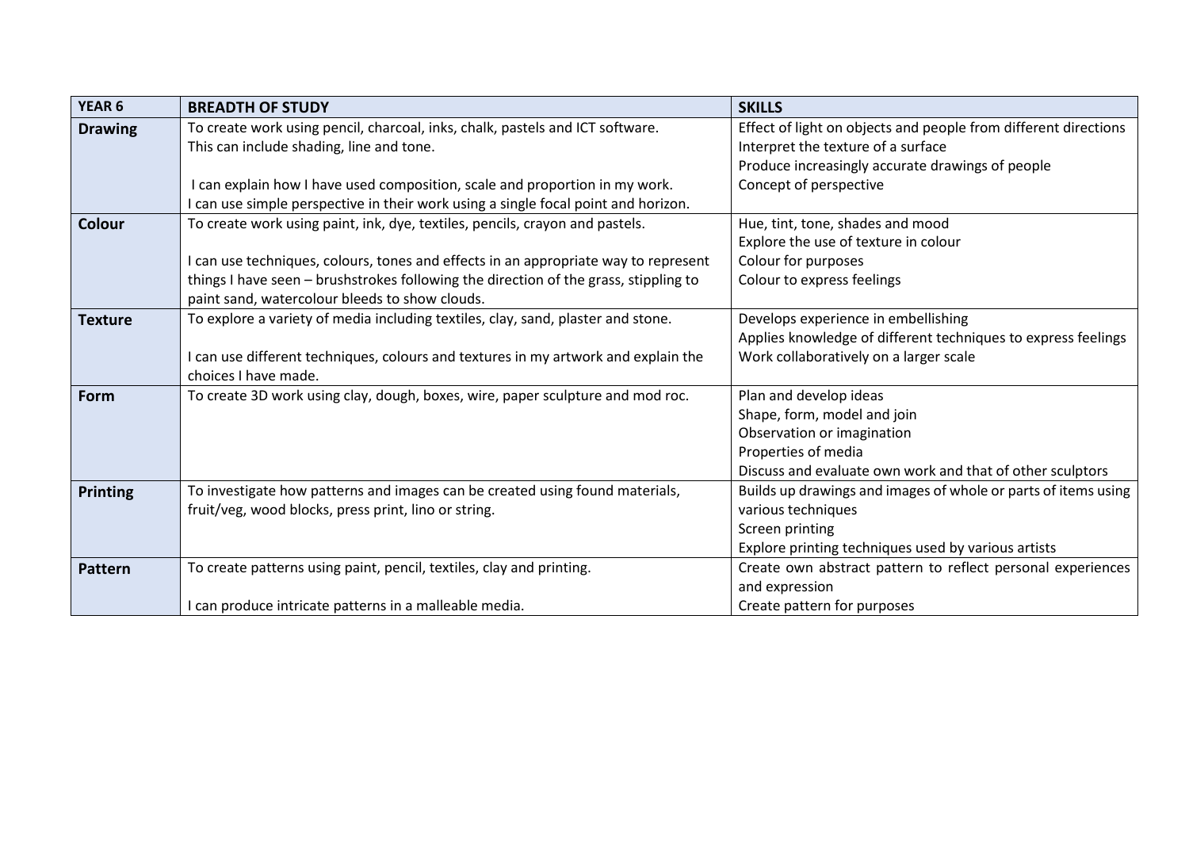| YEAR 6 | BREADTH OF STUDY | SKILLS |
|---|---|---|
| **Drawing** | To create work using pencil, charcoal, inks, chalk, pastels and ICT software.<br>This can include shading, line and tone.<br><br>I can explain how I have used composition, scale and proportion in my work.<br>I can use simple perspective in their work using a single focal point and horizon. | Effect of light on objects and people from different directions<br>Interpret the texture of a surface<br>Produce increasingly accurate drawings of people<br>Concept of perspective |
| **Colour** | To create work using paint, ink, dye, textiles, pencils, crayon and pastels.<br><br>I can use techniques, colours, tones and effects in an appropriate way to represent things I have seen – brushstrokes following the direction of the grass, stippling to paint sand, watercolour bleeds to show clouds. | Hue, tint, tone, shades and mood<br>Explore the use of texture in colour<br>Colour for purposes<br>Colour to express feelings |
| **Texture** | To explore a variety of media including textiles, clay, sand, plaster and stone.<br><br>I can use different techniques, colours and textures in my artwork and explain the choices I have made. | Develops experience in embellishing<br>Applies knowledge of different techniques to express feelings<br>Work collaboratively on a larger scale |
| **Form** | To create 3D work using clay, dough, boxes, wire, paper sculpture and mod roc. | Plan and develop ideas<br>Shape, form, model and join<br>Observation or imagination<br>Properties of media<br>Discuss and evaluate own work and that of other sculptors |
| **Printing** | To investigate how patterns and images can be created using found materials, fruit/veg, wood blocks, press print, lino or string. | Builds up drawings and images of whole or parts of items using various techniques<br>Screen printing<br>Explore printing techniques used by various artists |
| **Pattern** | To create patterns using paint, pencil, textiles, clay and printing.<br><br>I can produce intricate patterns in a malleable media. | Create own abstract pattern to reflect personal experiences and expression<br>Create pattern for purposes |